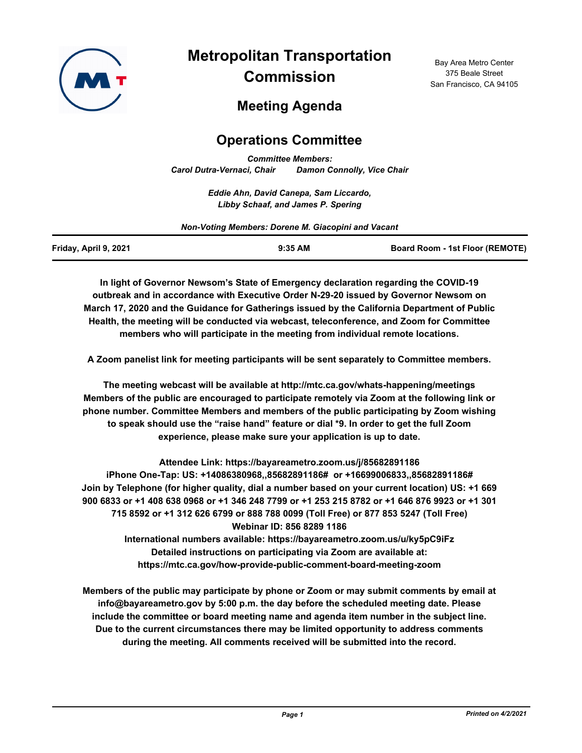# Metropolitan Transportation Commission

Bay Area Metro Center
375 Beale Street
San Francisco, CA 94105

## Meeting Agenda

## Operations Committee

*Committee Members:*
*Carol Dutra-Vernaci, Chair    Damon Connolly, Vice Chair*

*Eddie Ahn, David Canepa, Sam Liccardo,*
*Libby Schaaf, and James P. Spering*

*Non-Voting Members: Dorene M. Giacopini and Vacant*

| Friday, April 9, 2021 | 9:35 AM | Board Room - 1st Floor (REMOTE) |
| --- | --- | --- |

**In light of Governor Newsom's State of Emergency declaration regarding the COVID-19 outbreak and in accordance with Executive Order N-29-20 issued by Governor Newsom on March 17, 2020 and the Guidance for Gatherings issued by the California Department of Public Health, the meeting will be conducted via webcast, teleconference, and Zoom for Committee members who will participate in the meeting from individual remote locations.**

**A Zoom panelist link for meeting participants will be sent separately to Committee members.**

**The meeting webcast will be available at http://mtc.ca.gov/whats-happening/meetings Members of the public are encouraged to participate remotely via Zoom at the following link or phone number. Committee Members and members of the public participating by Zoom wishing to speak should use the "raise hand" feature or dial *9. In order to get the full Zoom experience, please make sure your application is up to date.**

**Attendee Link: https://bayareametro.zoom.us/j/85682891186**
**iPhone One-Tap: US: +14086380968,,85682891186# or +16699006833,,85682891186#**
**Join by Telephone (for higher quality, dial a number based on your current location) US: +1 669 900 6833 or +1 408 638 0968 or +1 346 248 7799 or +1 253 215 8782 or +1 646 876 9923 or +1 301 715 8592 or +1 312 626 6799 or 888 788 0099 (Toll Free) or 877 853 5247 (Toll Free)**
**Webinar ID: 856 8289 1186**
**International numbers available: https://bayareametro.zoom.us/u/ky5pC9iFz**
**Detailed instructions on participating via Zoom are available at: https://mtc.ca.gov/how-provide-public-comment-board-meeting-zoom**

**Members of the public may participate by phone or Zoom or may submit comments by email at info@bayareametro.gov by 5:00 p.m. the day before the scheduled meeting date. Please include the committee or board meeting name and agenda item number in the subject line. Due to the current circumstances there may be limited opportunity to address comments during the meeting. All comments received will be submitted into the record.**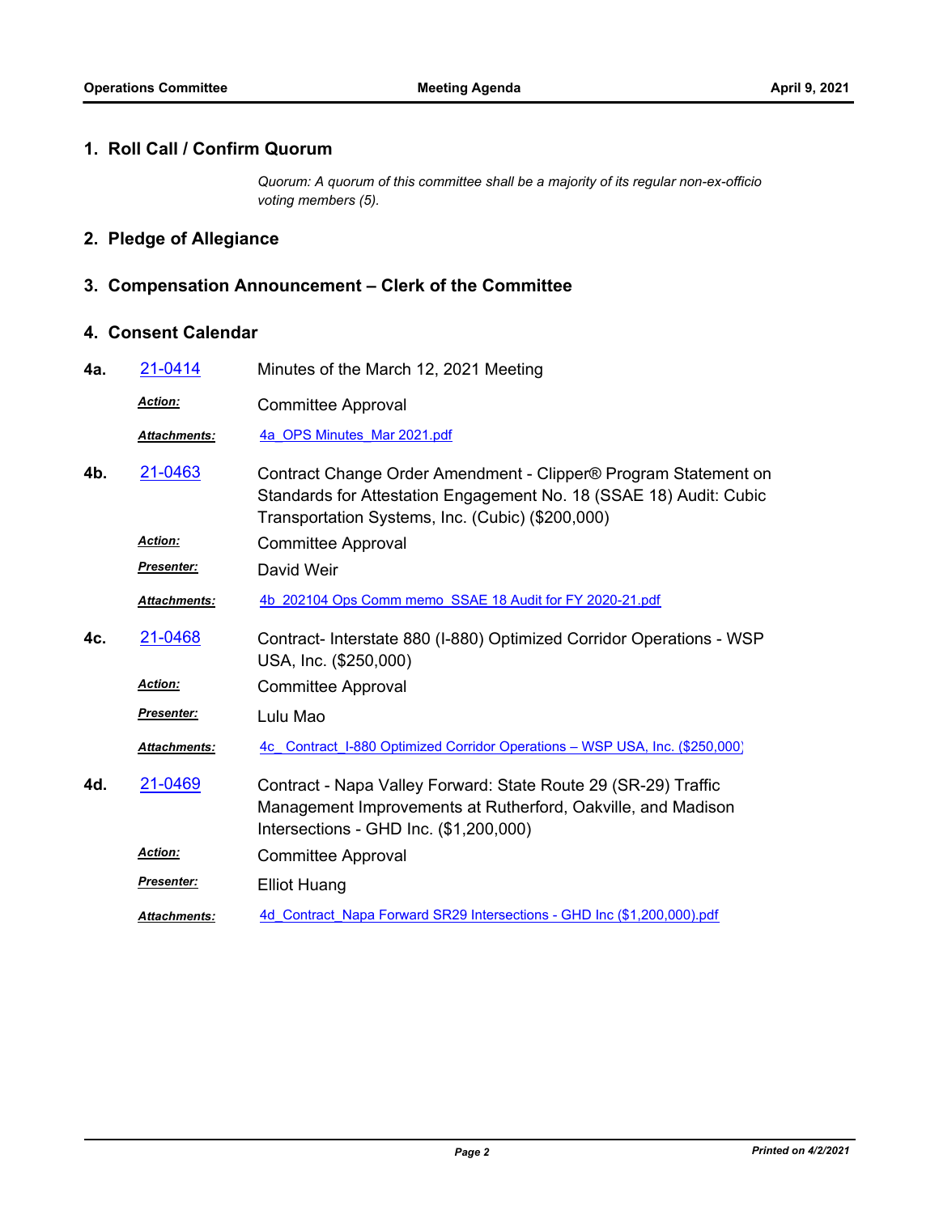## 1. Roll Call / Confirm Quorum

*Quorum: A quorum of this committee shall be a majority of its regular non-ex-officio voting members (5).*

## 2. Pledge of Allegiance

## 3. Compensation Announcement – Clerk of the Committee

## 4. Consent Calendar

**4a.** 21-0414 — Minutes of the March 12, 2021 Meeting

***Action:*** Committee Approval

***Attachments:*** 4a_OPS Minutes_Mar 2021.pdf

**4b.** 21-0463 — Contract Change Order Amendment - Clipper® Program Statement on Standards for Attestation Engagement No. 18 (SSAE 18) Audit: Cubic Transportation Systems, Inc. (Cubic) ($200,000)

***Action:*** Committee Approval

***Presenter:*** David Weir

***Attachments:*** 4b_202104 Ops Comm memo_SSAE 18 Audit for FY 2020-21.pdf

**4c.** 21-0468 — Contract- Interstate 880 (I-880) Optimized Corridor Operations - WSP USA, Inc. ($250,000)

***Action:*** Committee Approval

***Presenter:*** Lulu Mao

***Attachments:*** 4c_ Contract_I-880 Optimized Corridor Operations – WSP USA, Inc. ($250,000)

**4d.** 21-0469 — Contract - Napa Valley Forward: State Route 29 (SR-29) Traffic Management Improvements at Rutherford, Oakville, and Madison Intersections - GHD Inc. ($1,200,000)

***Action:*** Committee Approval

***Presenter:*** Elliot Huang

***Attachments:*** 4d_Contract_Napa Forward SR29 Intersections - GHD Inc ($1,200,000).pdf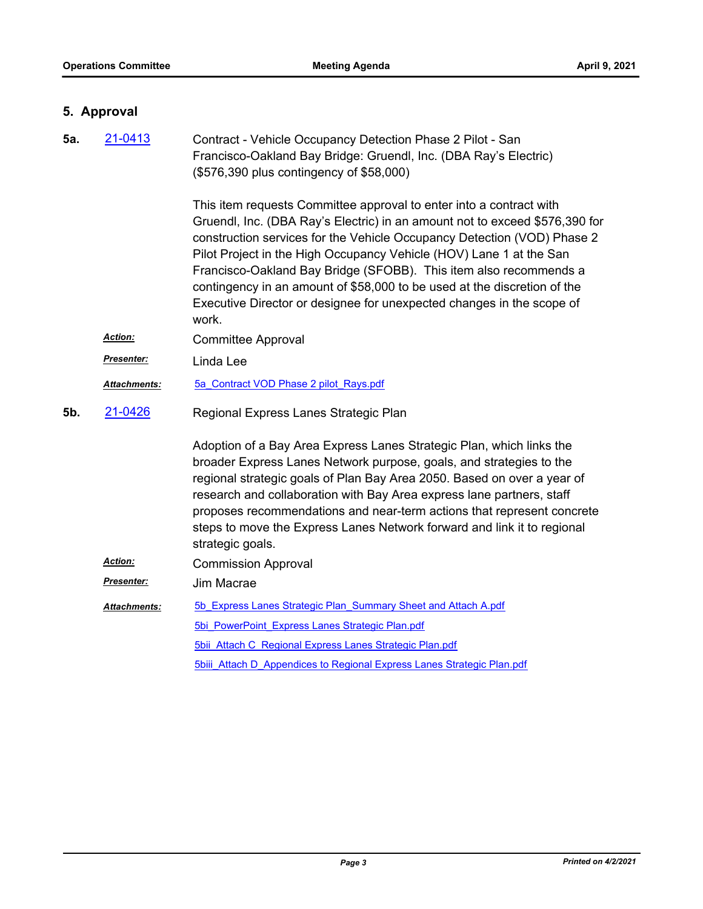## 5. Approval

**5a.** 21-0413

Contract - Vehicle Occupancy Detection Phase 2 Pilot - San Francisco-Oakland Bay Bridge: Gruendl, Inc. (DBA Ray's Electric) ($576,390 plus contingency of $58,000)

This item requests Committee approval to enter into a contract with Gruendl, Inc. (DBA Ray's Electric) in an amount not to exceed $576,390 for construction services for the Vehicle Occupancy Detection (VOD) Phase 2 Pilot Project in the High Occupancy Vehicle (HOV) Lane 1 at the San Francisco-Oakland Bay Bridge (SFOBB). This item also recommends a contingency in an amount of $58,000 to be used at the discretion of the Executive Director or designee for unexpected changes in the scope of work.

***Action:*** Committee Approval

***Presenter:*** Linda Lee

***Attachments:*** 5a_Contract VOD Phase 2 pilot_Rays.pdf

**5b.** 21-0426

Regional Express Lanes Strategic Plan

Adoption of a Bay Area Express Lanes Strategic Plan, which links the broader Express Lanes Network purpose, goals, and strategies to the regional strategic goals of Plan Bay Area 2050. Based on over a year of research and collaboration with Bay Area express lane partners, staff proposes recommendations and near-term actions that represent concrete steps to move the Express Lanes Network forward and link it to regional strategic goals.

***Action:*** Commission Approval

***Presenter:*** Jim Macrae

***Attachments:*** 5b_Express Lanes Strategic Plan_Summary Sheet and Attach A.pdf

5bi_PowerPoint_Express Lanes Strategic Plan.pdf

5bii_Attach C_Regional Express Lanes Strategic Plan.pdf

5biii_Attach D_Appendices to Regional Express Lanes Strategic Plan.pdf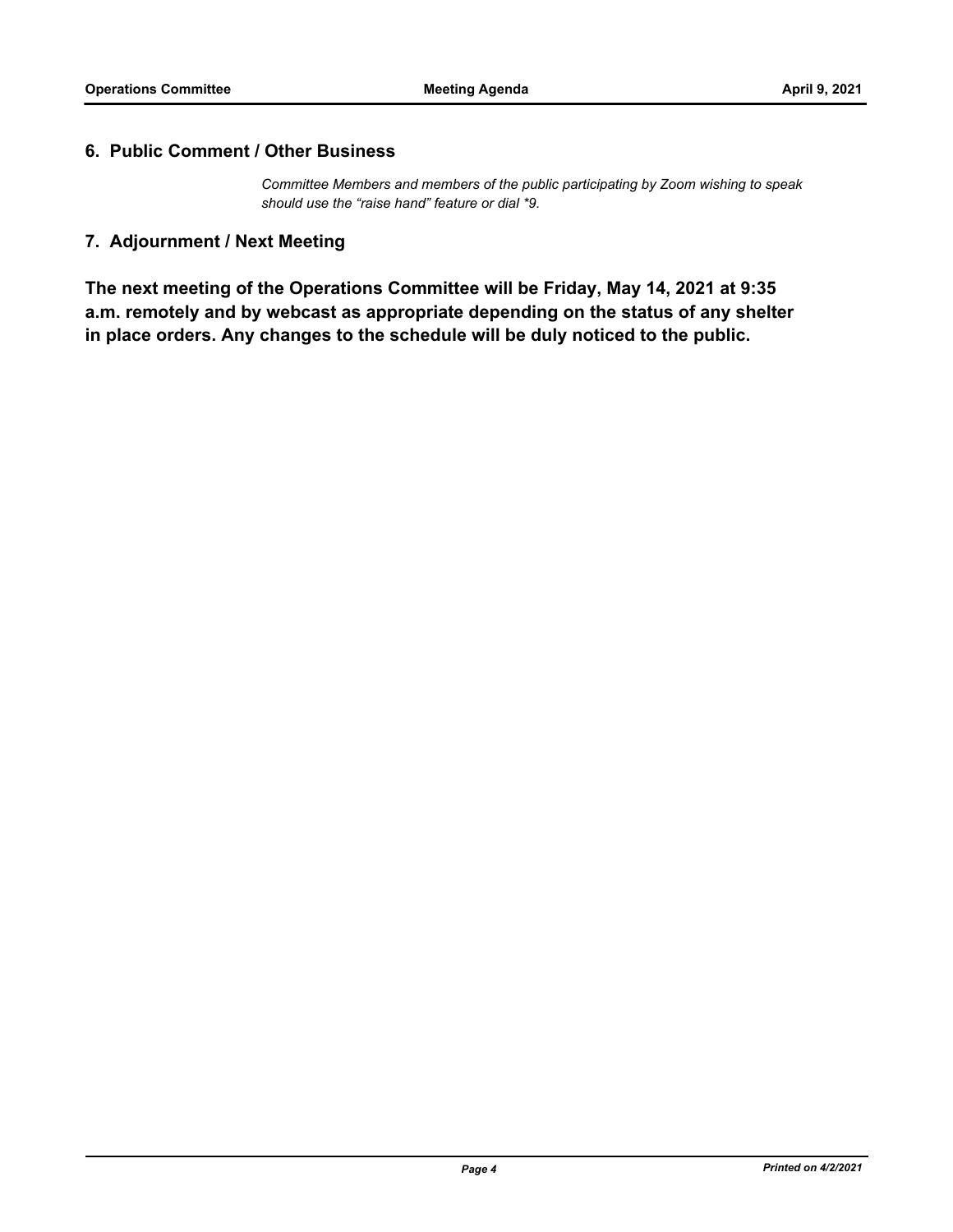## 6. Public Comment / Other Business

*Committee Members and members of the public participating by Zoom wishing to speak should use the "raise hand" feature or dial *9.*

## 7. Adjournment / Next Meeting

**The next meeting of the Operations Committee will be Friday, May 14, 2021 at 9:35 a.m. remotely and by webcast as appropriate depending on the status of any shelter in place orders. Any changes to the schedule will be duly noticed to the public.**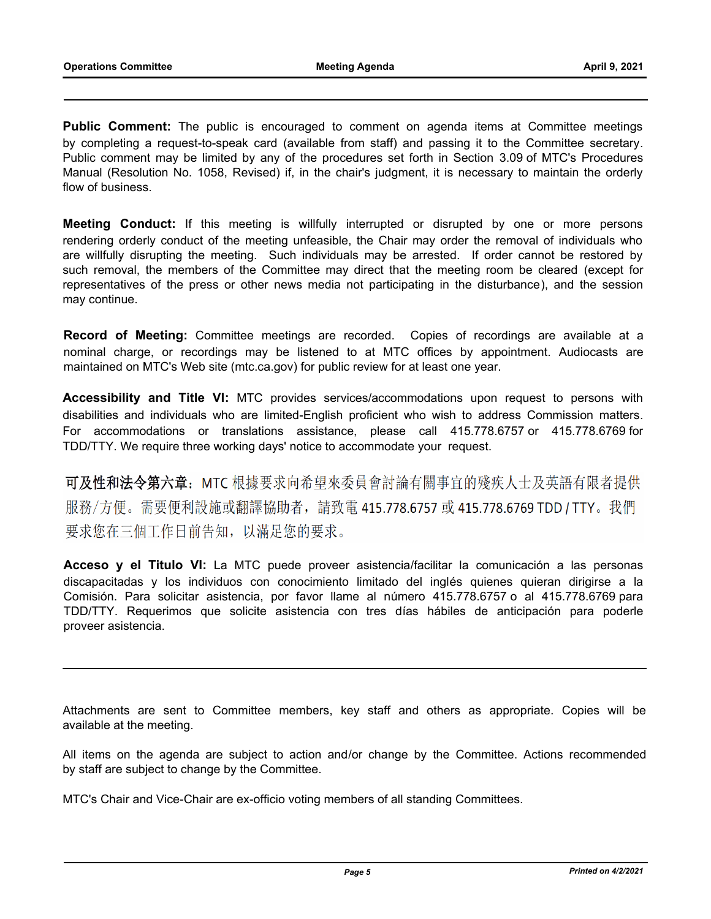**Public Comment:** The public is encouraged to comment on agenda items at Committee meetings by completing a request-to-speak card (available from staff) and passing it to the Committee secretary. Public comment may be limited by any of the procedures set forth in Section 3.09 of MTC's Procedures Manual (Resolution No. 1058, Revised) if, in the chair's judgment, it is necessary to maintain the orderly flow of business.

**Meeting Conduct:** If this meeting is willfully interrupted or disrupted by one or more persons rendering orderly conduct of the meeting unfeasible, the Chair may order the removal of individuals who are willfully disrupting the meeting. Such individuals may be arrested. If order cannot be restored by such removal, the members of the Committee may direct that the meeting room be cleared (except for representatives of the press or other news media not participating in the disturbance), and the session may continue.

**Record of Meeting:** Committee meetings are recorded. Copies of recordings are available at a nominal charge, or recordings may be listened to at MTC offices by appointment. Audiocasts are maintained on MTC's Web site (mtc.ca.gov) for public review for at least one year.

**Accessibility and Title VI:** MTC provides services/accommodations upon request to persons with disabilities and individuals who are limited-English proficient who wish to address Commission matters. For accommodations or translations assistance, please call 415.778.6757 or 415.778.6769 for TDD/TTY. We require three working days' notice to accommodate your request.

**可及性和法令第六章**：MTC 根據要求向希望來委員會討論有關事宜的殘疾人士及英語有限者提供服務/方便。需要便利設施或翻譯協助者，請致電 415.778.6757 或 415.778.6769 TDD / TTY。我們要求您在三個工作日前告知，以滿足您的要求。

**Acceso y el Titulo VI:** La MTC puede proveer asistencia/facilitar la comunicación a las personas discapacitadas y los individuos con conocimiento limitado del inglés quienes quieran dirigirse a la Comisión. Para solicitar asistencia, por favor llame al número 415.778.6757 o al 415.778.6769 para TDD/TTY. Requerimos que solicite asistencia con tres días hábiles de anticipación para poderle proveer asistencia.

---

Attachments are sent to Committee members, key staff and others as appropriate. Copies will be available at the meeting.

All items on the agenda are subject to action and/or change by the Committee. Actions recommended by staff are subject to change by the Committee.

MTC's Chair and Vice-Chair are ex-officio voting members of all standing Committees.